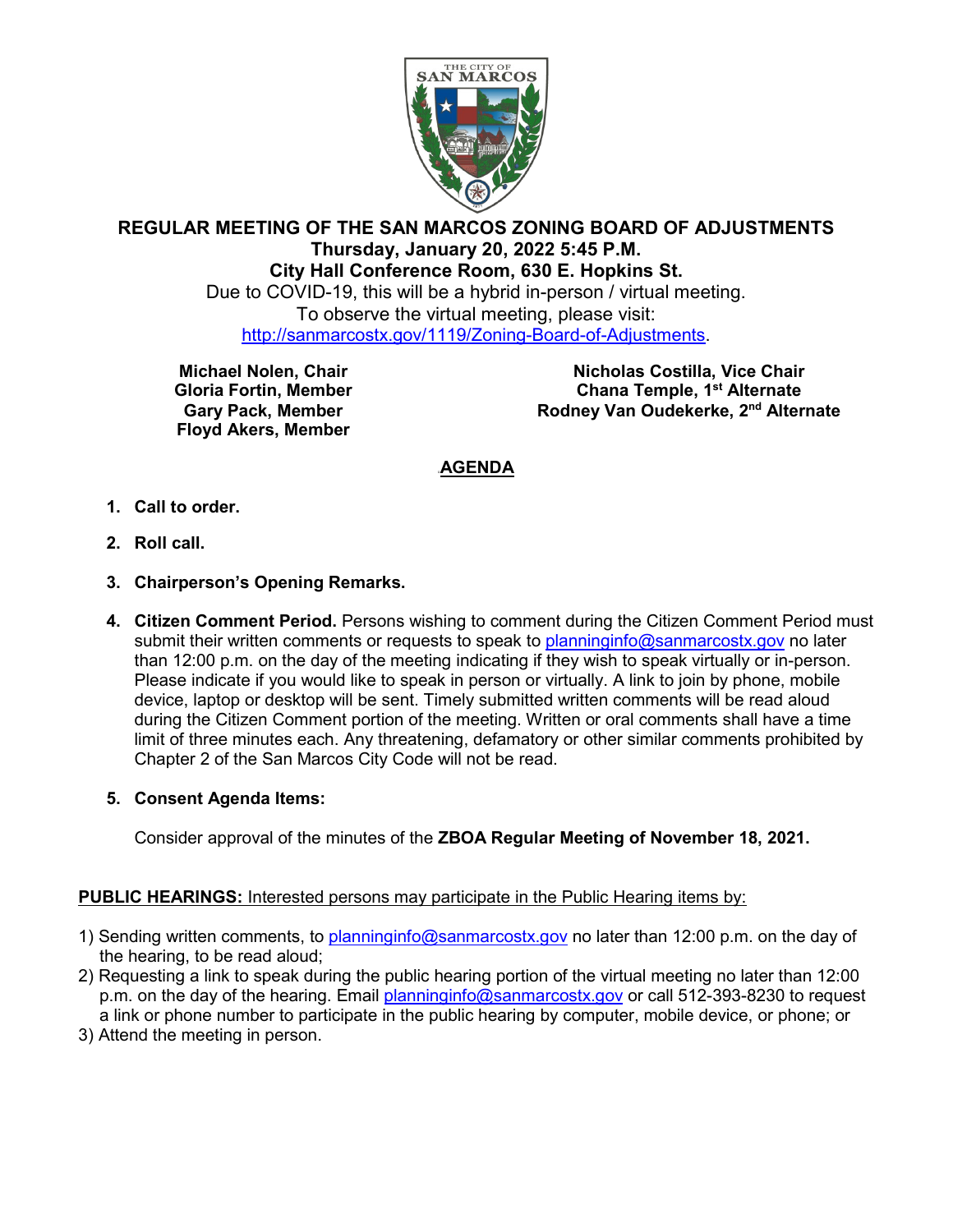# REGULAR MEETING OF THE SAN MARCOS ZONING BOARD OF ADJUSTMENTS

**Thursday, January 20, 2022 5:45 P.M.**

**City Hall Conference Room, 630 E. Hopkins St.**

Due to COVID-19, this will be a hybrid in-person / virtual meeting.

To observe the virtual meeting, please visit:

http://sanmarcostx.gov/1119/Zoning-Board-of-Adjustments.

**Michael Nolen, Chair**
**Gloria Fortin, Member**
**Gary Pack, Member**
**Floyd Akers, Member**

**Nicholas Costilla, Vice Chair**
**Chana Temple, 1st Alternate**
**Rodney Van Oudekerke, 2nd Alternate**

## AGENDA

1. **Call to order.**

2. **Roll call.**

3. **Chairperson's Opening Remarks.**

4. **Citizen Comment Period.** Persons wishing to comment during the Citizen Comment Period must submit their written comments or requests to speak to planninginfo@sanmarcostx.gov no later than 12:00 p.m. on the day of the meeting indicating if they wish to speak virtually or in-person. Please indicate if you would like to speak in person or virtually. A link to join by phone, mobile device, laptop or desktop will be sent. Timely submitted written comments will be read aloud during the Citizen Comment portion of the meeting. Written or oral comments shall have a time limit of three minutes each. Any threatening, defamatory or other similar comments prohibited by Chapter 2 of the San Marcos City Code will not be read.

5. **Consent Agenda Items:**

   Consider approval of the minutes of the **ZBOA Regular Meeting of November 18, 2021.**

**PUBLIC HEARINGS:** Interested persons may participate in the Public Hearing items by:

1) Sending written comments, to planninginfo@sanmarcostx.gov no later than 12:00 p.m. on the day of the hearing, to be read aloud;
2) Requesting a link to speak during the public hearing portion of the virtual meeting no later than 12:00 p.m. on the day of the hearing. Email planninginfo@sanmarcostx.gov or call 512-393-8230 to request a link or phone number to participate in the public hearing by computer, mobile device, or phone; or
3) Attend the meeting in person.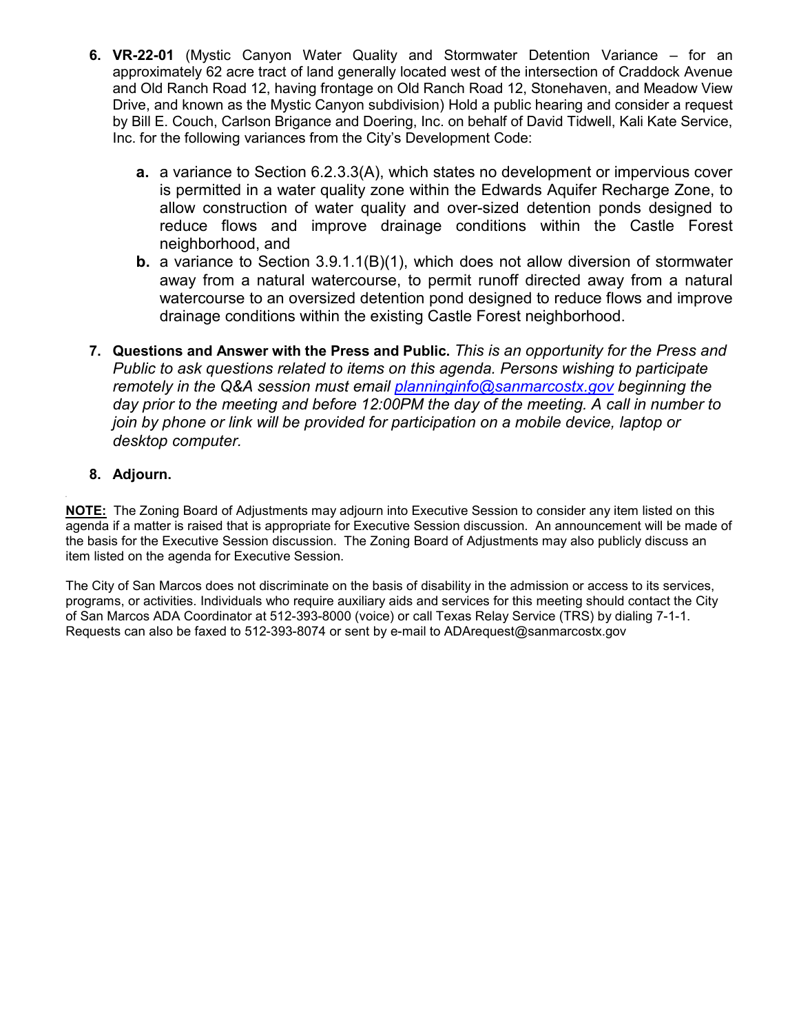6. **VR-22-01** (Mystic Canyon Water Quality and Stormwater Detention Variance – for an approximately 62 acre tract of land generally located west of the intersection of Craddock Avenue and Old Ranch Road 12, having frontage on Old Ranch Road 12, Stonehaven, and Meadow View Drive, and known as the Mystic Canyon subdivision) Hold a public hearing and consider a request by Bill E. Couch, Carlson Brigance and Doering, Inc. on behalf of David Tidwell, Kali Kate Service, Inc. for the following variances from the City's Development Code:

   **a.** a variance to Section 6.2.3.3(A), which states no development or impervious cover is permitted in a water quality zone within the Edwards Aquifer Recharge Zone, to allow construction of water quality and over-sized detention ponds designed to reduce flows and improve drainage conditions within the Castle Forest neighborhood, and

   **b.** a variance to Section 3.9.1.1(B)(1), which does not allow diversion of stormwater away from a natural watercourse, to permit runoff directed away from a natural watercourse to an oversized detention pond designed to reduce flows and improve drainage conditions within the existing Castle Forest neighborhood.

7. **Questions and Answer with the Press and Public.** *This is an opportunity for the Press and Public to ask questions related to items on this agenda. Persons wishing to participate remotely in the Q&A session must email planninginfo@sanmarcostx.gov beginning the day prior to the meeting and before 12:00PM the day of the meeting. A call in number to join by phone or link will be provided for participation on a mobile device, laptop or desktop computer.*

8. **Adjourn.**

**NOTE:** The Zoning Board of Adjustments may adjourn into Executive Session to consider any item listed on this agenda if a matter is raised that is appropriate for Executive Session discussion. An announcement will be made of the basis for the Executive Session discussion. The Zoning Board of Adjustments may also publicly discuss an item listed on the agenda for Executive Session.

The City of San Marcos does not discriminate on the basis of disability in the admission or access to its services, programs, or activities. Individuals who require auxiliary aids and services for this meeting should contact the City of San Marcos ADA Coordinator at 512-393-8000 (voice) or call Texas Relay Service (TRS) by dialing 7-1-1. Requests can also be faxed to 512-393-8074 or sent by e-mail to ADArequest@sanmarcostx.gov